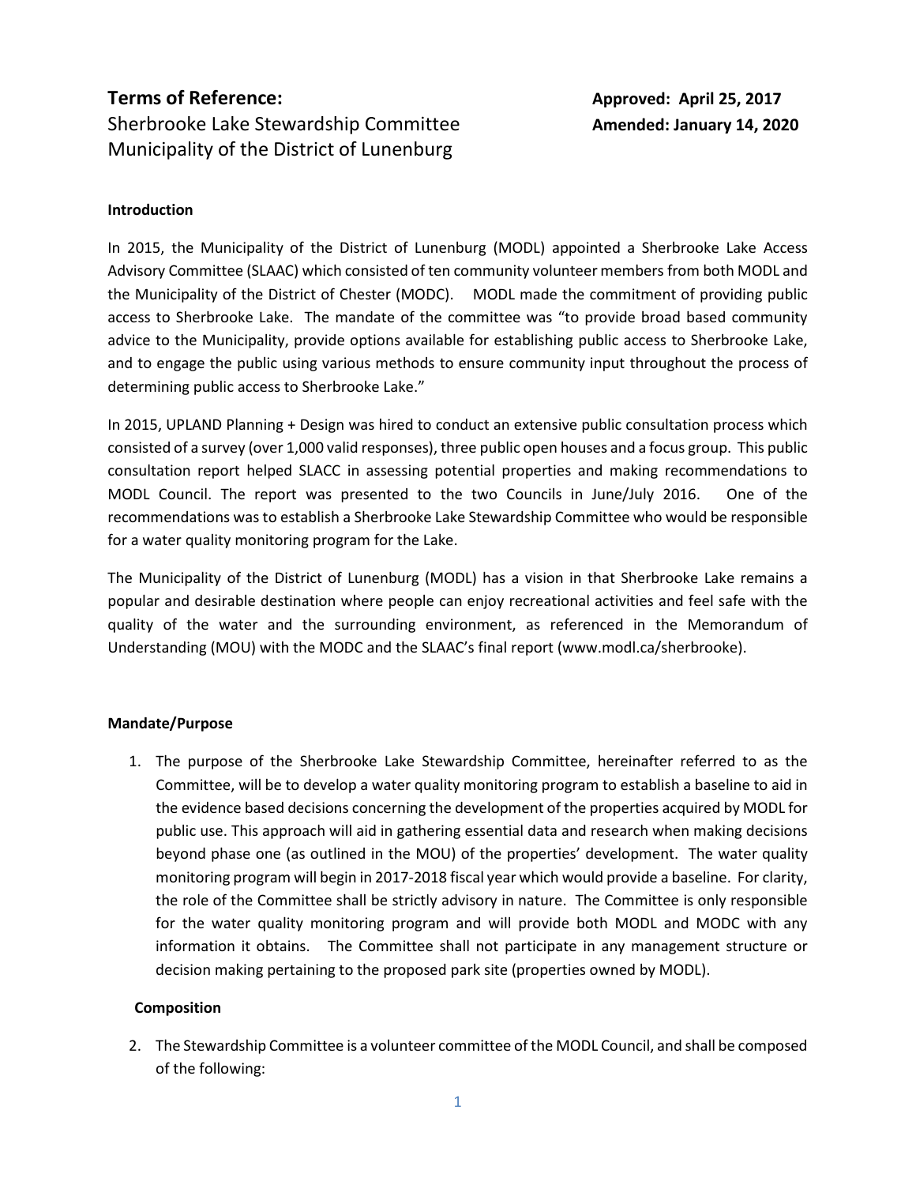# Terms of Reference:

Sherbrooke Lake Stewardship Committee
Municipality of the District of Lunenburg

**Approved: April 25, 2017**
**Amended: January 14, 2020**

## Introduction

In 2015, the Municipality of the District of Lunenburg (MODL) appointed a Sherbrooke Lake Access Advisory Committee (SLAAC) which consisted of ten community volunteer members from both MODL and the Municipality of the District of Chester (MODC). MODL made the commitment of providing public access to Sherbrooke Lake. The mandate of the committee was "to provide broad based community advice to the Municipality, provide options available for establishing public access to Sherbrooke Lake, and to engage the public using various methods to ensure community input throughout the process of determining public access to Sherbrooke Lake."

In 2015, UPLAND Planning + Design was hired to conduct an extensive public consultation process which consisted of a survey (over 1,000 valid responses), three public open houses and a focus group. This public consultation report helped SLACC in assessing potential properties and making recommendations to MODL Council. The report was presented to the two Councils in June/July 2016. One of the recommendations was to establish a Sherbrooke Lake Stewardship Committee who would be responsible for a water quality monitoring program for the Lake.

The Municipality of the District of Lunenburg (MODL) has a vision in that Sherbrooke Lake remains a popular and desirable destination where people can enjoy recreational activities and feel safe with the quality of the water and the surrounding environment, as referenced in the Memorandum of Understanding (MOU) with the MODC and the SLAAC's final report (www.modl.ca/sherbrooke).

## Mandate/Purpose

1. The purpose of the Sherbrooke Lake Stewardship Committee, hereinafter referred to as the Committee, will be to develop a water quality monitoring program to establish a baseline to aid in the evidence based decisions concerning the development of the properties acquired by MODL for public use. This approach will aid in gathering essential data and research when making decisions beyond phase one (as outlined in the MOU) of the properties' development. The water quality monitoring program will begin in 2017-2018 fiscal year which would provide a baseline. For clarity, the role of the Committee shall be strictly advisory in nature. The Committee is only responsible for the water quality monitoring program and will provide both MODL and MODC with any information it obtains. The Committee shall not participate in any management structure or decision making pertaining to the proposed park site (properties owned by MODL).

## Composition

2. The Stewardship Committee is a volunteer committee of the MODL Council, and shall be composed of the following: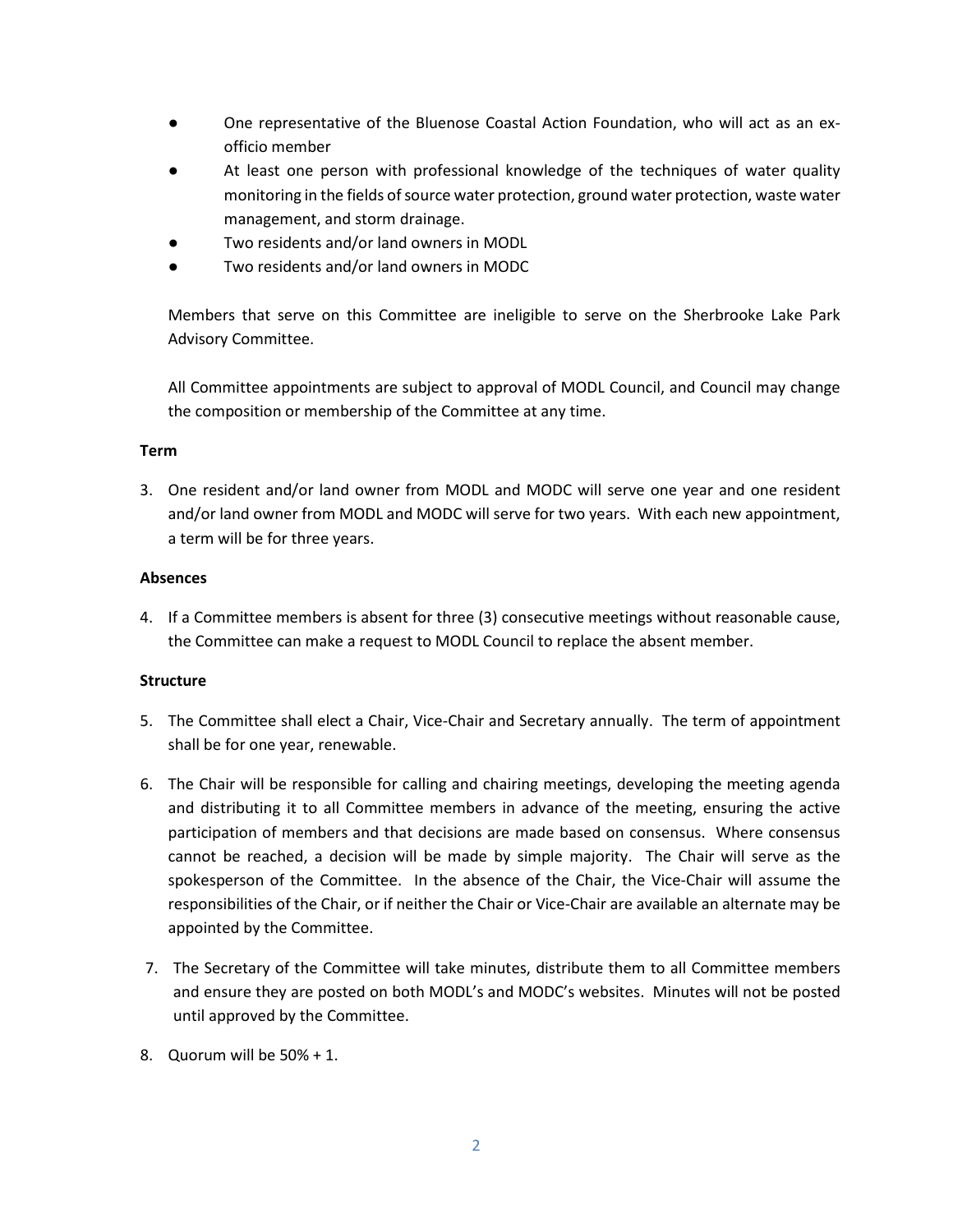- One representative of the Bluenose Coastal Action Foundation, who will act as an ex-officio member
- At least one person with professional knowledge of the techniques of water quality monitoring in the fields of source water protection, ground water protection, waste water management, and storm drainage.
- Two residents and/or land owners in MODL
- Two residents and/or land owners in MODC

Members that serve on this Committee are ineligible to serve on the Sherbrooke Lake Park Advisory Committee.

All Committee appointments are subject to approval of MODL Council, and Council may change the composition or membership of the Committee at any time.

**Term**

3. One resident and/or land owner from MODL and MODC will serve one year and one resident and/or land owner from MODL and MODC will serve for two years. With each new appointment, a term will be for three years.

**Absences**

4. If a Committee members is absent for three (3) consecutive meetings without reasonable cause, the Committee can make a request to MODL Council to replace the absent member.

**Structure**

5. The Committee shall elect a Chair, Vice-Chair and Secretary annually. The term of appointment shall be for one year, renewable.

6. The Chair will be responsible for calling and chairing meetings, developing the meeting agenda and distributing it to all Committee members in advance of the meeting, ensuring the active participation of members and that decisions are made based on consensus. Where consensus cannot be reached, a decision will be made by simple majority. The Chair will serve as the spokesperson of the Committee. In the absence of the Chair, the Vice-Chair will assume the responsibilities of the Chair, or if neither the Chair or Vice-Chair are available an alternate may be appointed by the Committee.

7. The Secretary of the Committee will take minutes, distribute them to all Committee members and ensure they are posted on both MODL's and MODC's websites. Minutes will not be posted until approved by the Committee.

8. Quorum will be 50% + 1.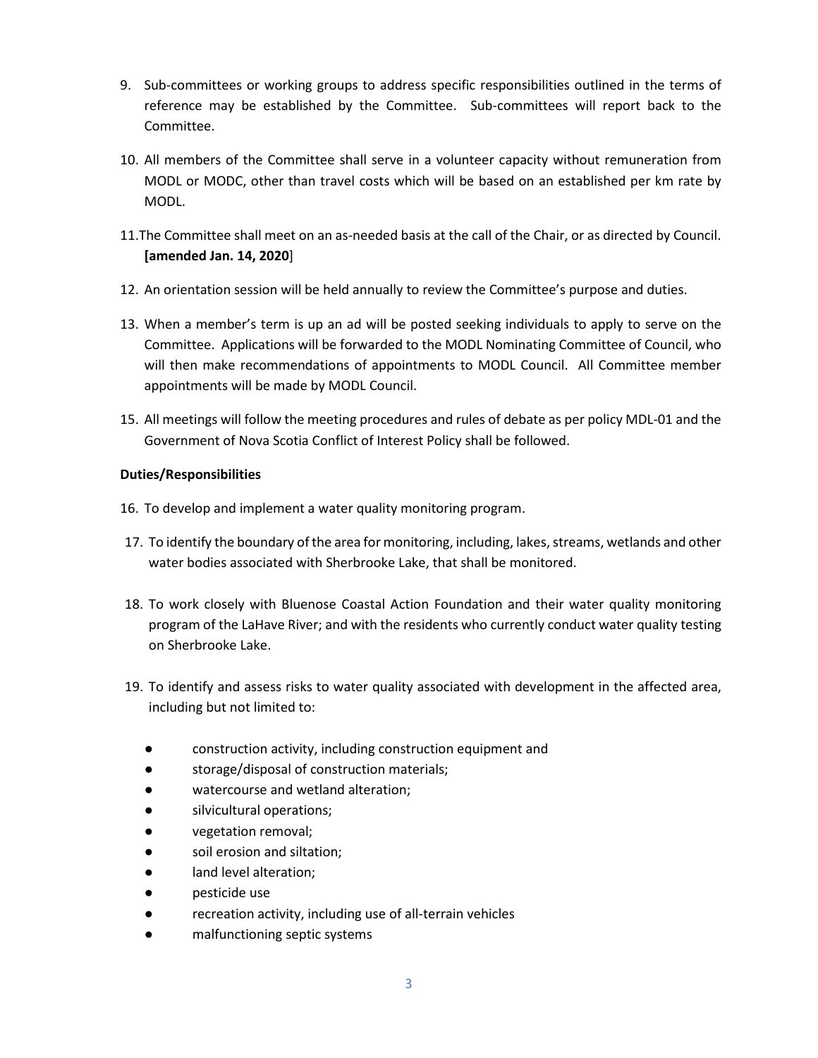9. Sub-committees or working groups to address specific responsibilities outlined in the terms of reference may be established by the Committee. Sub-committees will report back to the Committee.

10. All members of the Committee shall serve in a volunteer capacity without remuneration from MODL or MODC, other than travel costs which will be based on an established per km rate by MODL.

11. The Committee shall meet on an as-needed basis at the call of the Chair, or as directed by Council. **[amended Jan. 14, 2020**]

12. An orientation session will be held annually to review the Committee's purpose and duties.

13. When a member's term is up an ad will be posted seeking individuals to apply to serve on the Committee. Applications will be forwarded to the MODL Nominating Committee of Council, who will then make recommendations of appointments to MODL Council. All Committee member appointments will be made by MODL Council.

15. All meetings will follow the meeting procedures and rules of debate as per policy MDL-01 and the Government of Nova Scotia Conflict of Interest Policy shall be followed.

**Duties/Responsibilities**

16. To develop and implement a water quality monitoring program.

17. To identify the boundary of the area for monitoring, including, lakes, streams, wetlands and other water bodies associated with Sherbrooke Lake, that shall be monitored.

18. To work closely with Bluenose Coastal Action Foundation and their water quality monitoring program of the LaHave River; and with the residents who currently conduct water quality testing on Sherbrooke Lake.

19. To identify and assess risks to water quality associated with development in the affected area, including but not limited to:

    - construction activity, including construction equipment and
    - storage/disposal of construction materials;
    - watercourse and wetland alteration;
    - silvicultural operations;
    - vegetation removal;
    - soil erosion and siltation;
    - land level alteration;
    - pesticide use
    - recreation activity, including use of all-terrain vehicles
    - malfunctioning septic systems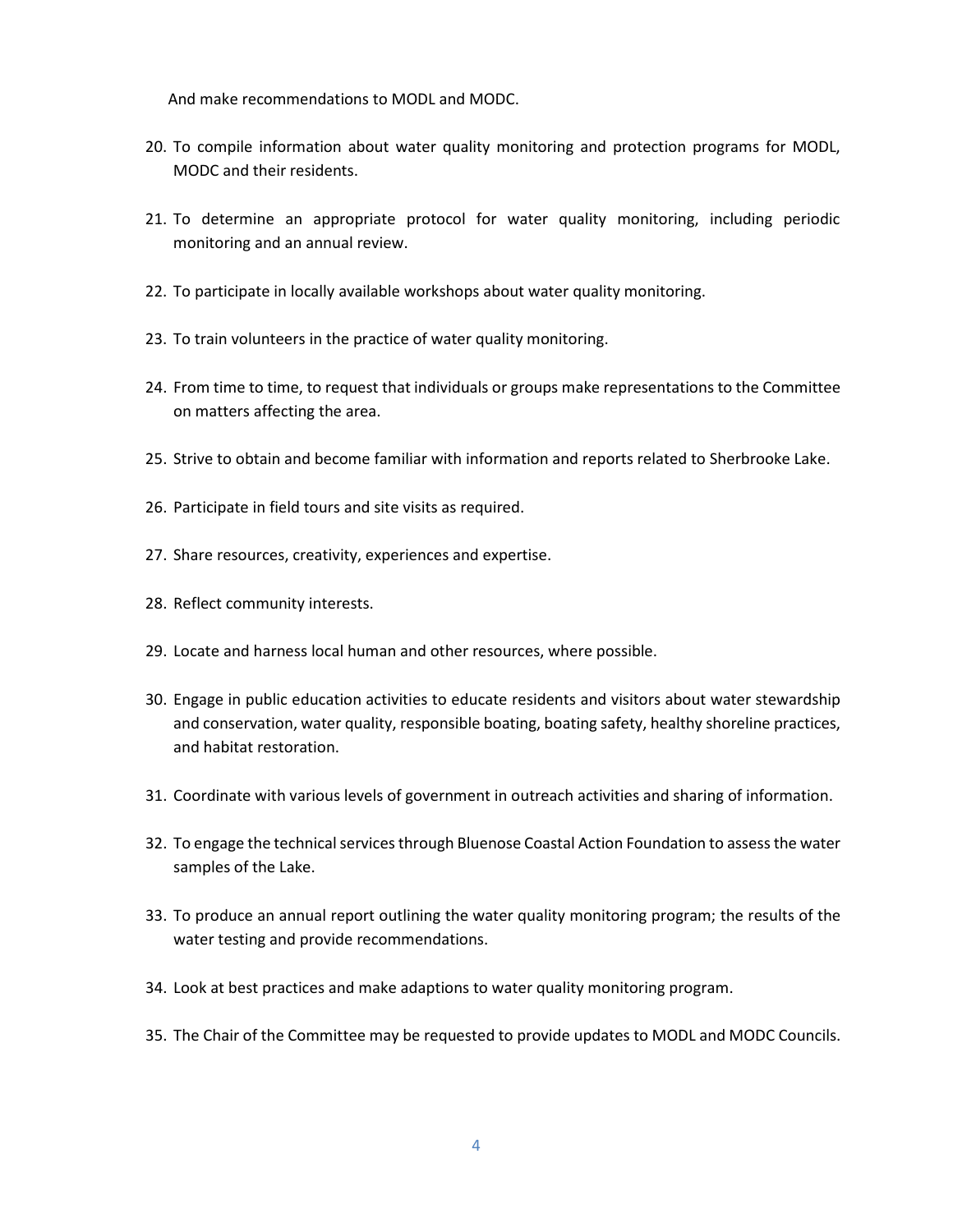And make recommendations to MODL and MODC.

20. To compile information about water quality monitoring and protection programs for MODL, MODC and their residents.

21. To determine an appropriate protocol for water quality monitoring, including periodic monitoring and an annual review.

22. To participate in locally available workshops about water quality monitoring.

23. To train volunteers in the practice of water quality monitoring.

24. From time to time, to request that individuals or groups make representations to the Committee on matters affecting the area.

25. Strive to obtain and become familiar with information and reports related to Sherbrooke Lake.

26. Participate in field tours and site visits as required.

27. Share resources, creativity, experiences and expertise.

28. Reflect community interests.

29. Locate and harness local human and other resources, where possible.

30. Engage in public education activities to educate residents and visitors about water stewardship and conservation, water quality, responsible boating, boating safety, healthy shoreline practices, and habitat restoration.

31. Coordinate with various levels of government in outreach activities and sharing of information.

32. To engage the technical services through Bluenose Coastal Action Foundation to assess the water samples of the Lake.

33. To produce an annual report outlining the water quality monitoring program; the results of the water testing and provide recommendations.

34. Look at best practices and make adaptions to water quality monitoring program.

35. The Chair of the Committee may be requested to provide updates to MODL and MODC Councils.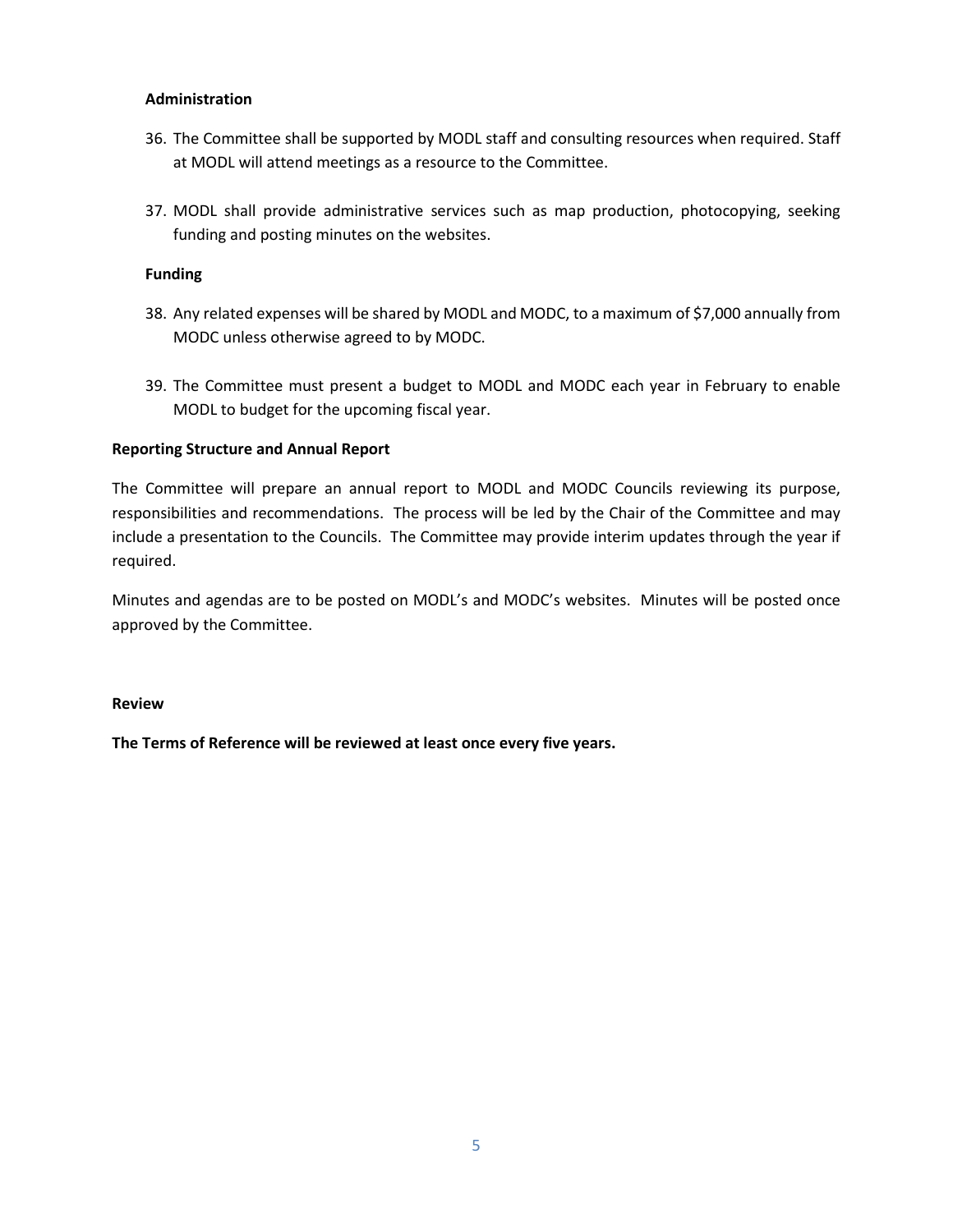**Administration**

36. The Committee shall be supported by MODL staff and consulting resources when required. Staff at MODL will attend meetings as a resource to the Committee.

37. MODL shall provide administrative services such as map production, photocopying, seeking funding and posting minutes on the websites.

**Funding**

38. Any related expenses will be shared by MODL and MODC, to a maximum of $7,000 annually from MODC unless otherwise agreed to by MODC.

39. The Committee must present a budget to MODL and MODC each year in February to enable MODL to budget for the upcoming fiscal year.

**Reporting Structure and Annual Report**

The Committee will prepare an annual report to MODL and MODC Councils reviewing its purpose, responsibilities and recommendations. The process will be led by the Chair of the Committee and may include a presentation to the Councils. The Committee may provide interim updates through the year if required.

Minutes and agendas are to be posted on MODL's and MODC's websites. Minutes will be posted once approved by the Committee.

**Review**

**The Terms of Reference will be reviewed at least once every five years.**